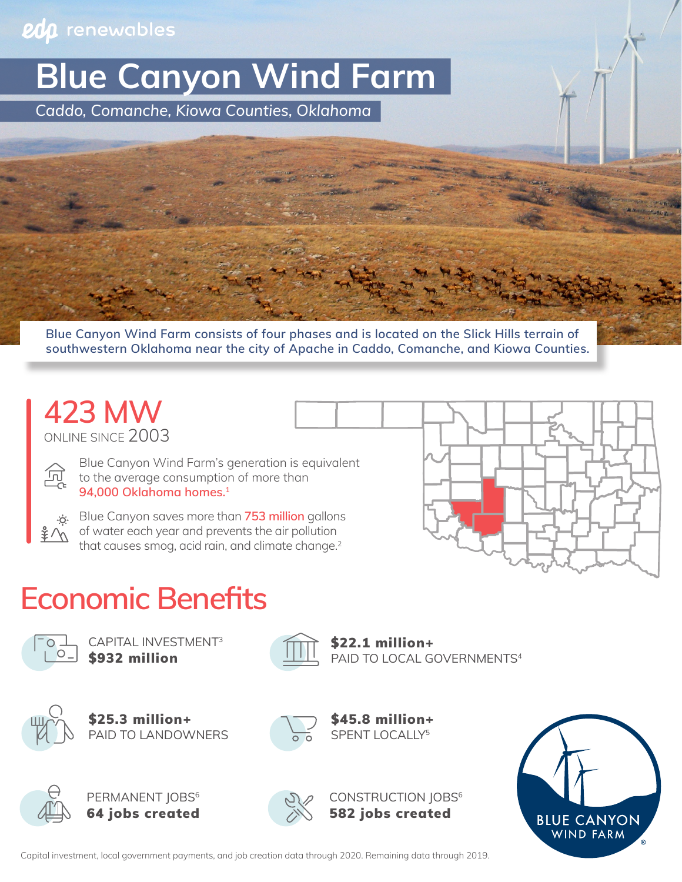edp renewables

# Blue Canyon Wind Farm

*Caddo, Comanche, Kiowa Counties, Oklahoma*

Blue Canyon Wind Farm consists of four phases and is located on the Slick Hills terrain of southwestern Oklahoma near the city of Apache in Caddo, Comanche, and Kiowa Counties.

## 423 MW

ONLINE SINCE 2003

Blue Canyon Wind Farm's generation is equivalent to the average consumption of more than **94,000 Oklahoma homes.**[1]

Blue Canyon saves more than **753 million** gallons of water each year and prevents the air pollution that causes smog, acid rain, and climate change.[2]

## Economic Benefits

CAPITAL INVESTMENT[3]
**$932 million**

**$22.1 million+**
PAID TO LOCAL GOVERNMENTS[4]

**$25.3 million+**
PAID TO LANDOWNERS

**$45.8 million+**
SPENT LOCALLY[5]

PERMANENT JOBS[6]
**64 jobs created**

CONSTRUCTION JOBS[6]
**582 jobs created**

BLUE CANYON WIND FARM

Capital investment, local government payments, and job creation data through 2020. Remaining data through 2019.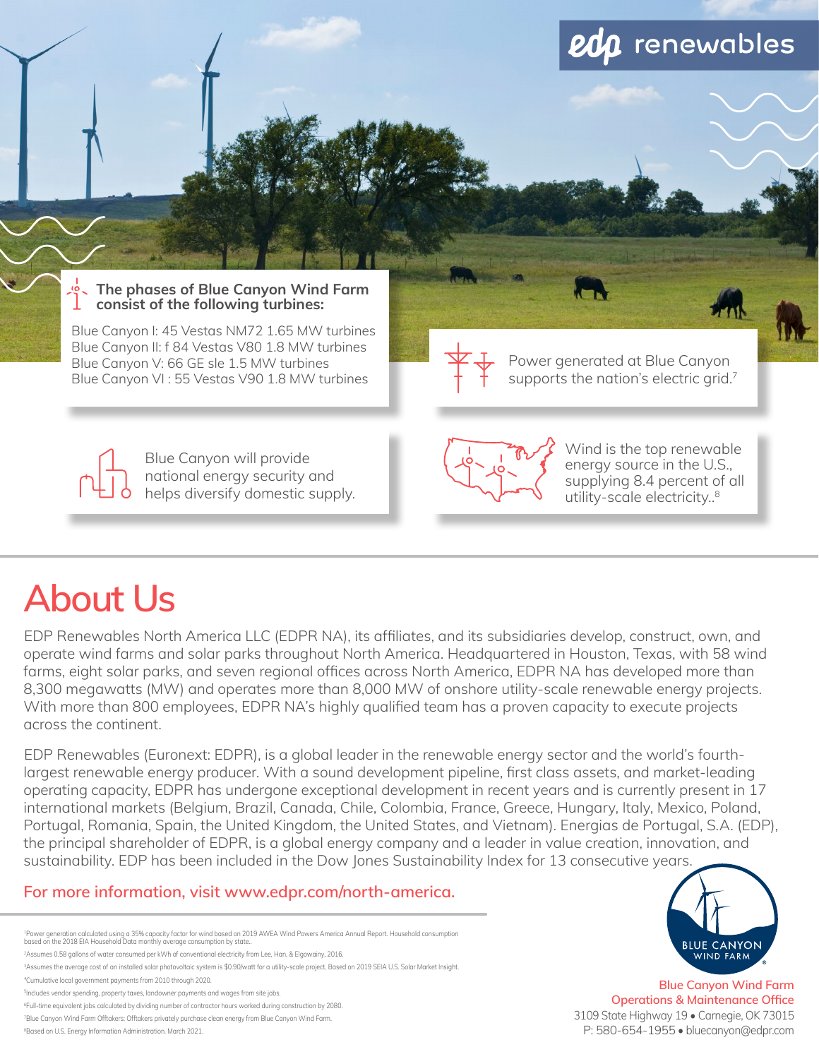edp renewables

**The phases of Blue Canyon Wind Farm consist of the following turbines:**

Blue Canyon I: 45 Vestas NM72 1.65 MW turbines
Blue Canyon II: f 84 Vestas V80 1.8 MW turbines
Blue Canyon V: 66 GE sle 1.5 MW turbines
Blue Canyon VI : 55 Vestas V90 1.8 MW turbines

Power generated at Blue Canyon supports the nation's electric grid.[7]

Blue Canyon will provide national energy security and helps diversify domestic supply.

Wind is the top renewable energy source in the U.S., supplying 8.4 percent of all utility-scale electricity..[8]

# About Us

EDP Renewables North America LLC (EDPR NA), its affiliates, and its subsidiaries develop, construct, own, and operate wind farms and solar parks throughout North America. Headquartered in Houston, Texas, with 58 wind farms, eight solar parks, and seven regional offices across North America, EDPR NA has developed more than 8,300 megawatts (MW) and operates more than 8,000 MW of onshore utility-scale renewable energy projects. With more than 800 employees, EDPR NA's highly qualified team has a proven capacity to execute projects across the continent.

EDP Renewables (Euronext: EDPR), is a global leader in the renewable energy sector and the world's fourth-largest renewable energy producer. With a sound development pipeline, first class assets, and market-leading operating capacity, EDPR has undergone exceptional development in recent years and is currently present in 17 international markets (Belgium, Brazil, Canada, Chile, Colombia, France, Greece, Hungary, Italy, Mexico, Poland, Portugal, Romania, Spain, the United Kingdom, the United States, and Vietnam). Energias de Portugal, S.A. (EDP), the principal shareholder of EDPR, is a global energy company and a leader in value creation, innovation, and sustainability. EDP has been included in the Dow Jones Sustainability Index for 13 consecutive years.

**For more information, visit www.edpr.com/north-america.**

[1] Power generation calculated using a 35% capacity factor for wind based on 2019 AWEA Wind Powers America Annual Report. Household consumption based on the 2018 EIA Household Data monthly average consumption by state..

[2] Assumes 0.58 gallons of water consumed per kWh of conventional electricity from Lee, Han, & Elgowainy, 2016.

[3] Assumes the average cost of an installed solar photovoltaic system is $0.90/watt for a utility-scale project. Based on 2019 SEIA U.S. Solar Market Insight.

[4] Cumulative local government payments from 2010 through 2020.

[5] Includes vendor spending, property taxes, landowner payments and wages from site jobs.

[6] Full-time equivalent jobs calculated by dividing number of contractor hours worked during construction by 2080.

[7] Blue Canyon Wind Farm Offtakers: Offtakers privately purchase clean energy from Blue Canyon Wind Farm.

[8] Based on U.S. Energy Information Administration. March 2021.

BLUE CANYON WIND FARM

**Blue Canyon Wind Farm**
**Operations & Maintenance Office**
3109 State Highway 19 • Carnegie, OK 73015
P: 580-654-1955 • bluecanyon@edpr.com